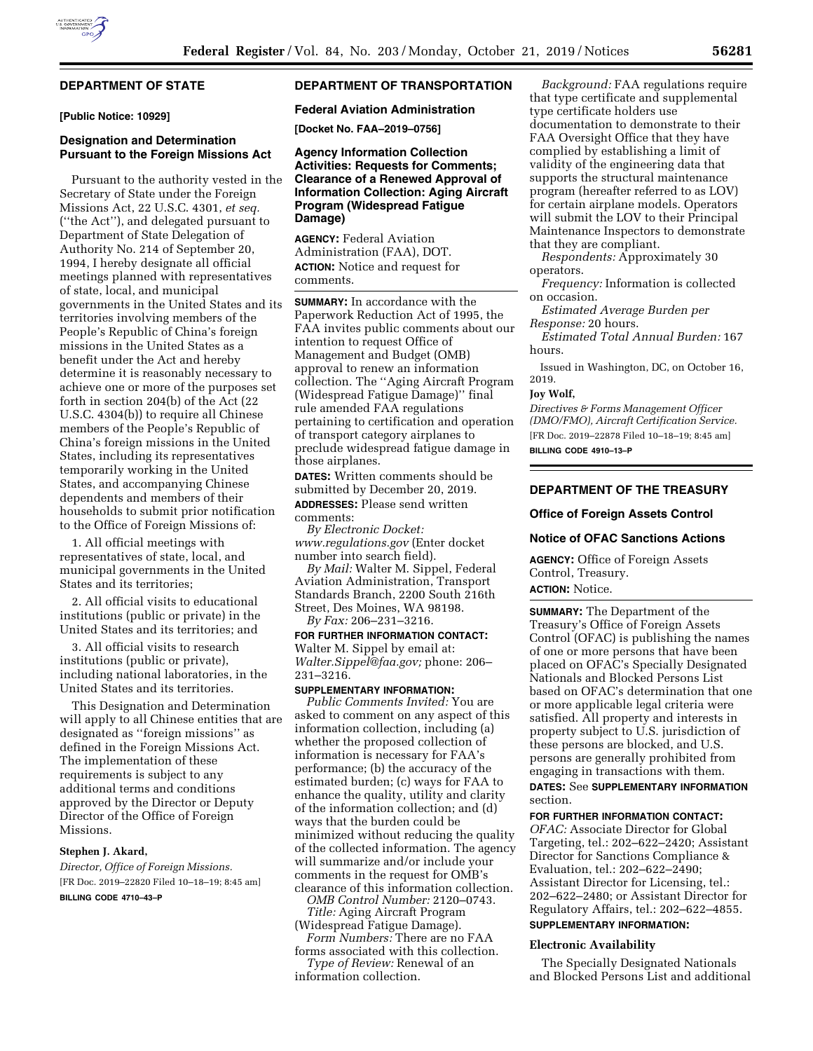## DEPARTMENT OF STATE

**[Public Notice: 10929]**

### Designation and Determination Pursuant to the Foreign Missions Act

Pursuant to the authority vested in the Secretary of State under the Foreign Missions Act, 22 U.S.C. 4301, *et seq.* (''the Act''), and delegated pursuant to Department of State Delegation of Authority No. 214 of September 20, 1994, I hereby designate all official meetings planned with representatives of state, local, and municipal governments in the United States and its territories involving members of the People's Republic of China's foreign missions in the United States as a benefit under the Act and hereby determine it is reasonably necessary to achieve one or more of the purposes set forth in section 204(b) of the Act (22 U.S.C. 4304(b)) to require all Chinese members of the People's Republic of China's foreign missions in the United States, including its representatives temporarily working in the United States, and accompanying Chinese dependents and members of their households to submit prior notification to the Office of Foreign Missions of:

1. All official meetings with representatives of state, local, and municipal governments in the United States and its territories;

2. All official visits to educational institutions (public or private) in the United States and its territories; and

3. All official visits to research institutions (public or private), including national laboratories, in the United States and its territories.

This Designation and Determination will apply to all Chinese entities that are designated as ''foreign missions'' as defined in the Foreign Missions Act. The implementation of these requirements is subject to any additional terms and conditions approved by the Director or Deputy Director of the Office of Foreign Missions.

**Stephen J. Akard,**

*Director, Office of Foreign Missions.*

[FR Doc. 2019–22820 Filed 10–18–19; 8:45 am]

**BILLING CODE 4710–43–P**

## DEPARTMENT OF TRANSPORTATION

### Federal Aviation Administration

**[Docket No. FAA–2019–0756]**

### Agency Information Collection Activities: Requests for Comments; Clearance of a Renewed Approval of Information Collection: Aging Aircraft Program (Widespread Fatigue Damage)

**AGENCY:** Federal Aviation Administration (FAA), DOT.

**ACTION:** Notice and request for comments.

**SUMMARY:** In accordance with the Paperwork Reduction Act of 1995, the FAA invites public comments about our intention to request Office of Management and Budget (OMB) approval to renew an information collection. The ''Aging Aircraft Program (Widespread Fatigue Damage)'' final rule amended FAA regulations pertaining to certification and operation of transport category airplanes to preclude widespread fatigue damage in those airplanes.

**DATES:** Written comments should be submitted by December 20, 2019.

**ADDRESSES:** Please send written comments:

*By Electronic Docket: www.regulations.gov* (Enter docket number into search field).

*By Mail:* Walter M. Sippel, Federal Aviation Administration, Transport Standards Branch, 2200 South 216th Street, Des Moines, WA 98198.

*By Fax:* 206–231–3216.

**FOR FURTHER INFORMATION CONTACT:** Walter M. Sippel by email at: *Walter.Sippel@faa.gov;* phone: 206–231–3216.

**SUPPLEMENTARY INFORMATION:**

*Public Comments Invited:* You are asked to comment on any aspect of this information collection, including (a) whether the proposed collection of information is necessary for FAA's performance; (b) the accuracy of the estimated burden; (c) ways for FAA to enhance the quality, utility and clarity of the information collection; and (d) ways that the burden could be minimized without reducing the quality of the collected information. The agency will summarize and/or include your comments in the request for OMB's clearance of this information collection.

*OMB Control Number:* 2120–0743.

*Title:* Aging Aircraft Program (Widespread Fatigue Damage).

*Form Numbers:* There are no FAA forms associated with this collection.

*Type of Review:* Renewal of an information collection.

*Background:* FAA regulations require that type certificate and supplemental type certificate holders use documentation to demonstrate to their FAA Oversight Office that they have complied by establishing a limit of validity of the engineering data that supports the structural maintenance program (hereafter referred to as LOV) for certain airplane models. Operators will submit the LOV to their Principal Maintenance Inspectors to demonstrate that they are compliant.

*Respondents:* Approximately 30 operators.

*Frequency:* Information is collected on occasion.

*Estimated Average Burden per Response:* 20 hours.

*Estimated Total Annual Burden:* 167 hours.

Issued in Washington, DC, on October 16, 2019.

**Joy Wolf,**

*Directives & Forms Management Officer (DMO/FMO), Aircraft Certification Service.*

[FR Doc. 2019–22878 Filed 10–18–19; 8:45 am]

**BILLING CODE 4910–13–P**

## DEPARTMENT OF THE TREASURY

### Office of Foreign Assets Control

### Notice of OFAC Sanctions Actions

**AGENCY:** Office of Foreign Assets Control, Treasury.

**ACTION:** Notice.

**SUMMARY:** The Department of the Treasury's Office of Foreign Assets Control (OFAC) is publishing the names of one or more persons that have been placed on OFAC's Specially Designated Nationals and Blocked Persons List based on OFAC's determination that one or more applicable legal criteria were satisfied. All property and interests in property subject to U.S. jurisdiction of these persons are blocked, and U.S. persons are generally prohibited from engaging in transactions with them.

**DATES:** See **SUPPLEMENTARY INFORMATION** section.

**FOR FURTHER INFORMATION CONTACT:** *OFAC:* Associate Director for Global Targeting, tel.: 202–622–2420; Assistant Director for Sanctions Compliance & Evaluation, tel.: 202–622–2490; Assistant Director for Licensing, tel.: 202–622–2480; or Assistant Director for Regulatory Affairs, tel.: 202–622–4855.

**SUPPLEMENTARY INFORMATION:**

#### Electronic Availability

The Specially Designated Nationals and Blocked Persons List and additional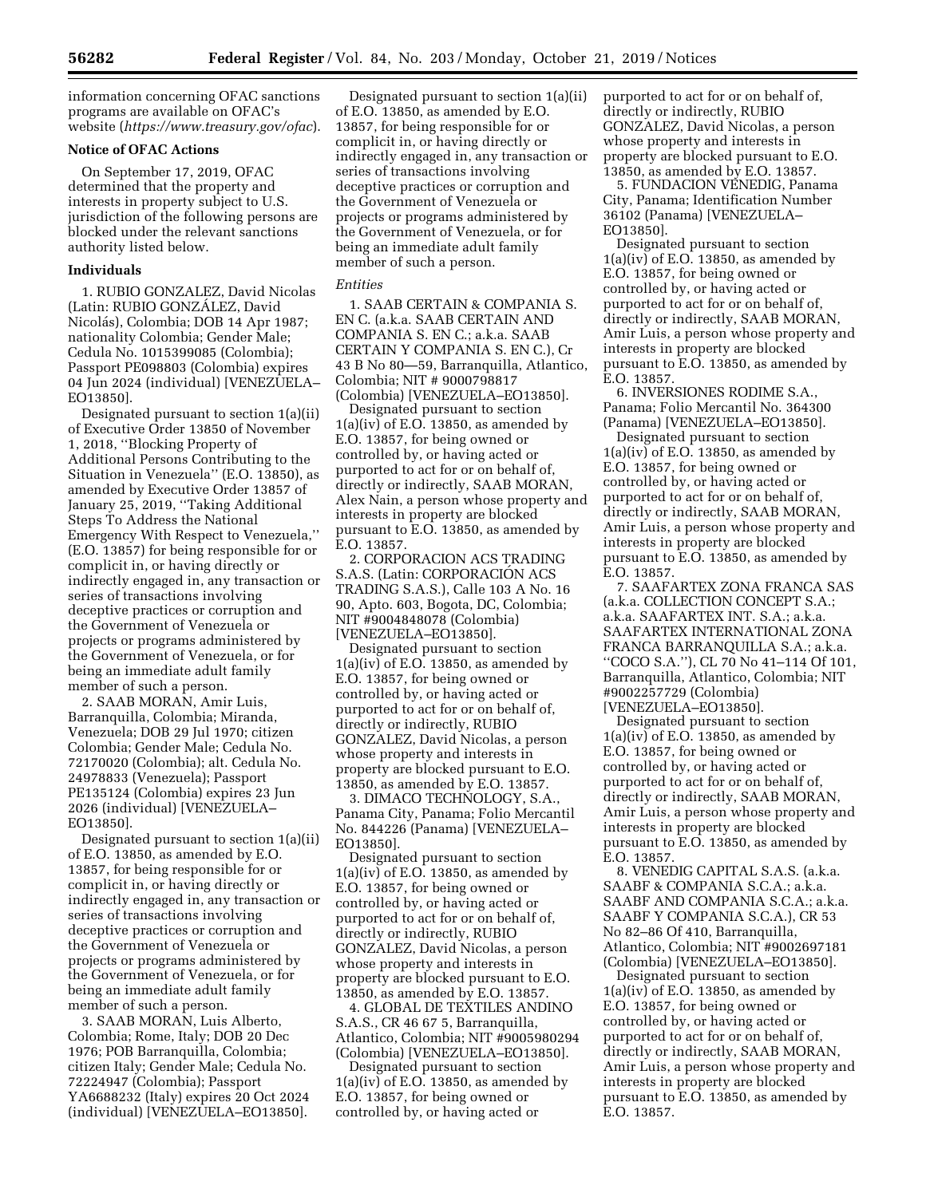information concerning OFAC sanctions programs are available on OFAC's website (*https://www.treasury.gov/ofac*).

**Notice of OFAC Actions**

On September 17, 2019, OFAC determined that the property and interests in property subject to U.S. jurisdiction of the following persons are blocked under the relevant sanctions authority listed below.

**Individuals**

1. RUBIO GONZALEZ, David Nicolas (Latin: RUBIO GONZÁLEZ, David Nicolás), Colombia; DOB 14 Apr 1987; nationality Colombia; Gender Male; Cedula No. 1015399085 (Colombia); Passport PE098803 (Colombia) expires 04 Jun 2024 (individual) [VENEZUELA–EO13850].

Designated pursuant to section 1(a)(ii) of Executive Order 13850 of November 1, 2018, ''Blocking Property of Additional Persons Contributing to the Situation in Venezuela'' (E.O. 13850), as amended by Executive Order 13857 of January 25, 2019, ''Taking Additional Steps To Address the National Emergency With Respect to Venezuela,'' (E.O. 13857) for being responsible for or complicit in, or having directly or indirectly engaged in, any transaction or series of transactions involving deceptive practices or corruption and the Government of Venezuela or projects or programs administered by the Government of Venezuela, or for being an immediate adult family member of such a person.

2. SAAB MORAN, Amir Luis, Barranquilla, Colombia; Miranda, Venezuela; DOB 29 Jul 1970; citizen Colombia; Gender Male; Cedula No. 72170020 (Colombia); alt. Cedula No. 24978833 (Venezuela); Passport PE135124 (Colombia) expires 23 Jun 2026 (individual) [VENEZUELA–EO13850].

Designated pursuant to section 1(a)(ii) of E.O. 13850, as amended by E.O. 13857, for being responsible for or complicit in, or having directly or indirectly engaged in, any transaction or series of transactions involving deceptive practices or corruption and the Government of Venezuela or projects or programs administered by the Government of Venezuela, or for being an immediate adult family member of such a person.

3. SAAB MORAN, Luis Alberto, Colombia; Rome, Italy; DOB 20 Dec 1976; POB Barranquilla, Colombia; citizen Italy; Gender Male; Cedula No. 72224947 (Colombia); Passport YA6688232 (Italy) expires 20 Oct 2024 (individual) [VENEZUELA–EO13850].

Designated pursuant to section 1(a)(ii) of E.O. 13850, as amended by E.O. 13857, for being responsible for or complicit in, or having directly or indirectly engaged in, any transaction or series of transactions involving deceptive practices or corruption and the Government of Venezuela or projects or programs administered by the Government of Venezuela, or for being an immediate adult family member of such a person.

*Entities*

1. SAAB CERTAIN & COMPANIA S. EN C. (a.k.a. SAAB CERTAIN AND COMPANIA S. EN C.; a.k.a. SAAB CERTAIN Y COMPANIA S. EN C.), Cr 43 B No 80—59, Barranquilla, Atlantico, Colombia; NIT # 9000798817 (Colombia) [VENEZUELA–EO13850].

Designated pursuant to section 1(a)(iv) of E.O. 13850, as amended by E.O. 13857, for being owned or controlled by, or having acted or purported to act for or on behalf of, directly or indirectly, SAAB MORAN, Alex Nain, a person whose property and interests in property are blocked pursuant to E.O. 13850, as amended by E.O. 13857.

2. CORPORACION ACS TRADING S.A.S. (Latin: CORPORACIÓN ACS TRADING S.A.S.), Calle 103 A No. 16 90, Apto. 603, Bogota, DC, Colombia; NIT #9004848078 (Colombia) [VENEZUELA–EO13850].

Designated pursuant to section 1(a)(iv) of E.O. 13850, as amended by E.O. 13857, for being owned or controlled by, or having acted or purported to act for or on behalf of, directly or indirectly, RUBIO GONZALEZ, David Nicolas, a person whose property and interests in property are blocked pursuant to E.O. 13850, as amended by E.O. 13857.

3. DIMACO TECHNOLOGY, S.A., Panama City, Panama; Folio Mercantil No. 844226 (Panama) [VENEZUELA–EO13850].

Designated pursuant to section 1(a)(iv) of E.O. 13850, as amended by E.O. 13857, for being owned or controlled by, or having acted or purported to act for or on behalf of, directly or indirectly, RUBIO GONZALEZ, David Nicolas, a person whose property and interests in property are blocked pursuant to E.O. 13850, as amended by E.O. 13857.

4. GLOBAL DE TEXTILES ANDINO S.A.S., CR 46 67 5, Barranquilla, Atlantico, Colombia; NIT #9005980294 (Colombia) [VENEZUELA–EO13850].

Designated pursuant to section 1(a)(iv) of E.O. 13850, as amended by E.O. 13857, for being owned or controlled by, or having acted or purported to act for or on behalf of, directly or indirectly, RUBIO GONZALEZ, David Nicolas, a person whose property and interests in property are blocked pursuant to E.O. 13850, as amended by E.O. 13857.

5. FUNDACION VENEDIG, Panama City, Panama; Identification Number 36102 (Panama) [VENEZUELA–EO13850].

Designated pursuant to section 1(a)(iv) of E.O. 13850, as amended by E.O. 13857, for being owned or controlled by, or having acted or purported to act for or on behalf of, directly or indirectly, SAAB MORAN, Amir Luis, a person whose property and interests in property are blocked pursuant to E.O. 13850, as amended by E.O. 13857.

6. INVERSIONES RODIME S.A., Panama; Folio Mercantil No. 364300 (Panama) [VENEZUELA–EO13850].

Designated pursuant to section 1(a)(iv) of E.O. 13850, as amended by E.O. 13857, for being owned or controlled by, or having acted or purported to act for or on behalf of, directly or indirectly, SAAB MORAN, Amir Luis, a person whose property and interests in property are blocked pursuant to E.O. 13850, as amended by E.O. 13857.

7. SAAFARTEX ZONA FRANCA SAS (a.k.a. COLLECTION CONCEPT S.A.; a.k.a. SAAFARTEX INT. S.A.; a.k.a. SAAFARTEX INTERNATIONAL ZONA FRANCA BARRANQUILLA S.A.; a.k.a. ''COCO S.A.''), CL 70 No 41–114 Of 101, Barranquilla, Atlantico, Colombia; NIT #9002257729 (Colombia) [VENEZUELA–EO13850].

Designated pursuant to section 1(a)(iv) of E.O. 13850, as amended by E.O. 13857, for being owned or controlled by, or having acted or purported to act for or on behalf of, directly or indirectly, SAAB MORAN, Amir Luis, a person whose property and interests in property are blocked pursuant to E.O. 13850, as amended by E.O. 13857.

8. VENEDIG CAPITAL S.A.S. (a.k.a. SAABF & COMPANIA S.C.A.; a.k.a. SAABF AND COMPANIA S.C.A.; a.k.a. SAABF Y COMPANIA S.C.A.), CR 53 No 82–86 Of 410, Barranquilla, Atlantico, Colombia; NIT #9002697181 (Colombia) [VENEZUELA–EO13850].

Designated pursuant to section 1(a)(iv) of E.O. 13850, as amended by E.O. 13857, for being owned or controlled by, or having acted or purported to act for or on behalf of, directly or indirectly, SAAB MORAN, Amir Luis, a person whose property and interests in property are blocked pursuant to E.O. 13850, as amended by E.O. 13857.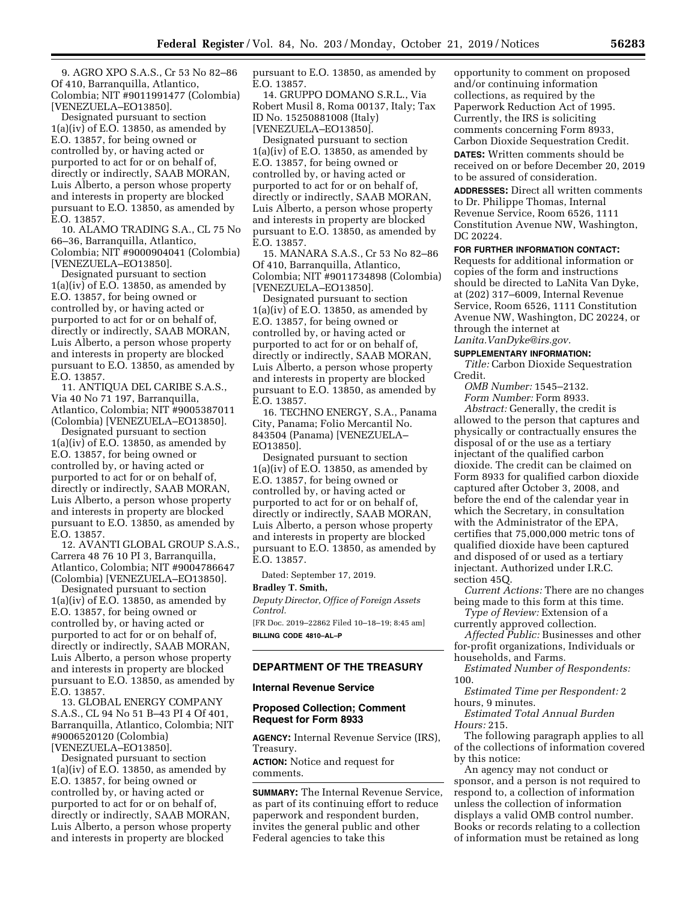9. AGRO XPO S.A.S., Cr 53 No 82–86 Of 410, Barranquilla, Atlantico, Colombia; NIT #9011991477 (Colombia) [VENEZUELA–EO13850].

Designated pursuant to section 1(a)(iv) of E.O. 13850, as amended by E.O. 13857, for being owned or controlled by, or having acted or purported to act for or on behalf of, directly or indirectly, SAAB MORAN, Luis Alberto, a person whose property and interests in property are blocked pursuant to E.O. 13850, as amended by E.O. 13857.

10. ALAMO TRADING S.A., CL 75 No 66–36, Barranquilla, Atlantico, Colombia; NIT #9000904041 (Colombia) [VENEZUELA–EO13850].

Designated pursuant to section 1(a)(iv) of E.O. 13850, as amended by E.O. 13857, for being owned or controlled by, or having acted or purported to act for or on behalf of, directly or indirectly, SAAB MORAN, Luis Alberto, a person whose property and interests in property are blocked pursuant to E.O. 13850, as amended by E.O. 13857.

11. ANTIQUA DEL CARIBE S.A.S., Via 40 No 71 197, Barranquilla, Atlantico, Colombia; NIT #9005387011 (Colombia) [VENEZUELA–EO13850].

Designated pursuant to section 1(a)(iv) of E.O. 13850, as amended by E.O. 13857, for being owned or controlled by, or having acted or purported to act for or on behalf of, directly or indirectly, SAAB MORAN, Luis Alberto, a person whose property and interests in property are blocked pursuant to E.O. 13850, as amended by E.O. 13857.

12. AVANTI GLOBAL GROUP S.A.S., Carrera 48 76 10 PI 3, Barranquilla, Atlantico, Colombia; NIT #9004786647 (Colombia) [VENEZUELA–EO13850].

Designated pursuant to section 1(a)(iv) of E.O. 13850, as amended by E.O. 13857, for being owned or controlled by, or having acted or purported to act for or on behalf of, directly or indirectly, SAAB MORAN, Luis Alberto, a person whose property and interests in property are blocked pursuant to E.O. 13850, as amended by E.O. 13857.

13. GLOBAL ENERGY COMPANY S.A.S., CL 94 No 51 B–43 PI 4 Of 401, Barranquilla, Atlantico, Colombia; NIT #9006520120 (Colombia) [VENEZUELA–EO13850].

Designated pursuant to section 1(a)(iv) of E.O. 13850, as amended by E.O. 13857, for being owned or controlled by, or having acted or purported to act for or on behalf of, directly or indirectly, SAAB MORAN, Luis Alberto, a person whose property and interests in property are blocked pursuant to E.O. 13850, as amended by E.O. 13857.

14. GRUPPO DOMANO S.R.L., Via Robert Musil 8, Roma 00137, Italy; Tax ID No. 15250881008 (Italy) [VENEZUELA–EO13850].

Designated pursuant to section 1(a)(iv) of E.O. 13850, as amended by E.O. 13857, for being owned or controlled by, or having acted or purported to act for or on behalf of, directly or indirectly, SAAB MORAN, Luis Alberto, a person whose property and interests in property are blocked pursuant to E.O. 13850, as amended by E.O. 13857.

15. MANARA S.A.S., Cr 53 No 82–86 Of 410, Barranquilla, Atlantico, Colombia; NIT #9011734898 (Colombia) [VENEZUELA–EO13850].

Designated pursuant to section 1(a)(iv) of E.O. 13850, as amended by E.O. 13857, for being owned or controlled by, or having acted or purported to act for or on behalf of, directly or indirectly, SAAB MORAN, Luis Alberto, a person whose property and interests in property are blocked pursuant to E.O. 13850, as amended by E.O. 13857.

16. TECHNO ENERGY, S.A., Panama City, Panama; Folio Mercantil No. 843504 (Panama) [VENEZUELA–EO13850].

Designated pursuant to section 1(a)(iv) of E.O. 13850, as amended by E.O. 13857, for being owned or controlled by, or having acted or purported to act for or on behalf of, directly or indirectly, SAAB MORAN, Luis Alberto, a person whose property and interests in property are blocked pursuant to E.O. 13850, as amended by E.O. 13857.

Dated: September 17, 2019.

**Bradley T. Smith,**

*Deputy Director, Office of Foreign Assets Control.*

[FR Doc. 2019–22862 Filed 10–18–19; 8:45 am]

**BILLING CODE 4810–AL–P**

## DEPARTMENT OF THE TREASURY

### Internal Revenue Service

### Proposed Collection; Comment Request for Form 8933

**AGENCY:** Internal Revenue Service (IRS), Treasury.

**ACTION:** Notice and request for comments.

**SUMMARY:** The Internal Revenue Service, as part of its continuing effort to reduce paperwork and respondent burden, invites the general public and other Federal agencies to take this opportunity to comment on proposed and/or continuing information collections, as required by the Paperwork Reduction Act of 1995. Currently, the IRS is soliciting comments concerning Form 8933, Carbon Dioxide Sequestration Credit.

**DATES:** Written comments should be received on or before December 20, 2019 to be assured of consideration.

**ADDRESSES:** Direct all written comments to Dr. Philippe Thomas, Internal Revenue Service, Room 6526, 1111 Constitution Avenue NW, Washington, DC 20224.

**FOR FURTHER INFORMATION CONTACT:** Requests for additional information or copies of the form and instructions should be directed to LaNita Van Dyke, at (202) 317–6009, Internal Revenue Service, Room 6526, 1111 Constitution Avenue NW, Washington, DC 20224, or through the internet at *Lanita.VanDyke@irs.gov.*

**SUPPLEMENTARY INFORMATION:**

*Title:* Carbon Dioxide Sequestration Credit.

*OMB Number:* 1545–2132.

*Form Number:* Form 8933.

*Abstract:* Generally, the credit is allowed to the person that captures and physically or contractually ensures the disposal of or the use as a tertiary injectant of the qualified carbon dioxide. The credit can be claimed on Form 8933 for qualified carbon dioxide captured after October 3, 2008, and before the end of the calendar year in which the Secretary, in consultation with the Administrator of the EPA, certifies that 75,000,000 metric tons of qualified dioxide have been captured and disposed of or used as a tertiary injectant. Authorized under I.R.C. section 45Q.

*Current Actions:* There are no changes being made to this form at this time.

*Type of Review:* Extension of a currently approved collection.

*Affected Public:* Businesses and other for-profit organizations, Individuals or households, and Farms.

*Estimated Number of Respondents:* 100.

*Estimated Time per Respondent:* 2 hours, 9 minutes.

*Estimated Total Annual Burden Hours:* 215.

The following paragraph applies to all of the collections of information covered by this notice:

An agency may not conduct or sponsor, and a person is not required to respond to, a collection of information unless the collection of information displays a valid OMB control number. Books or records relating to a collection of information must be retained as long